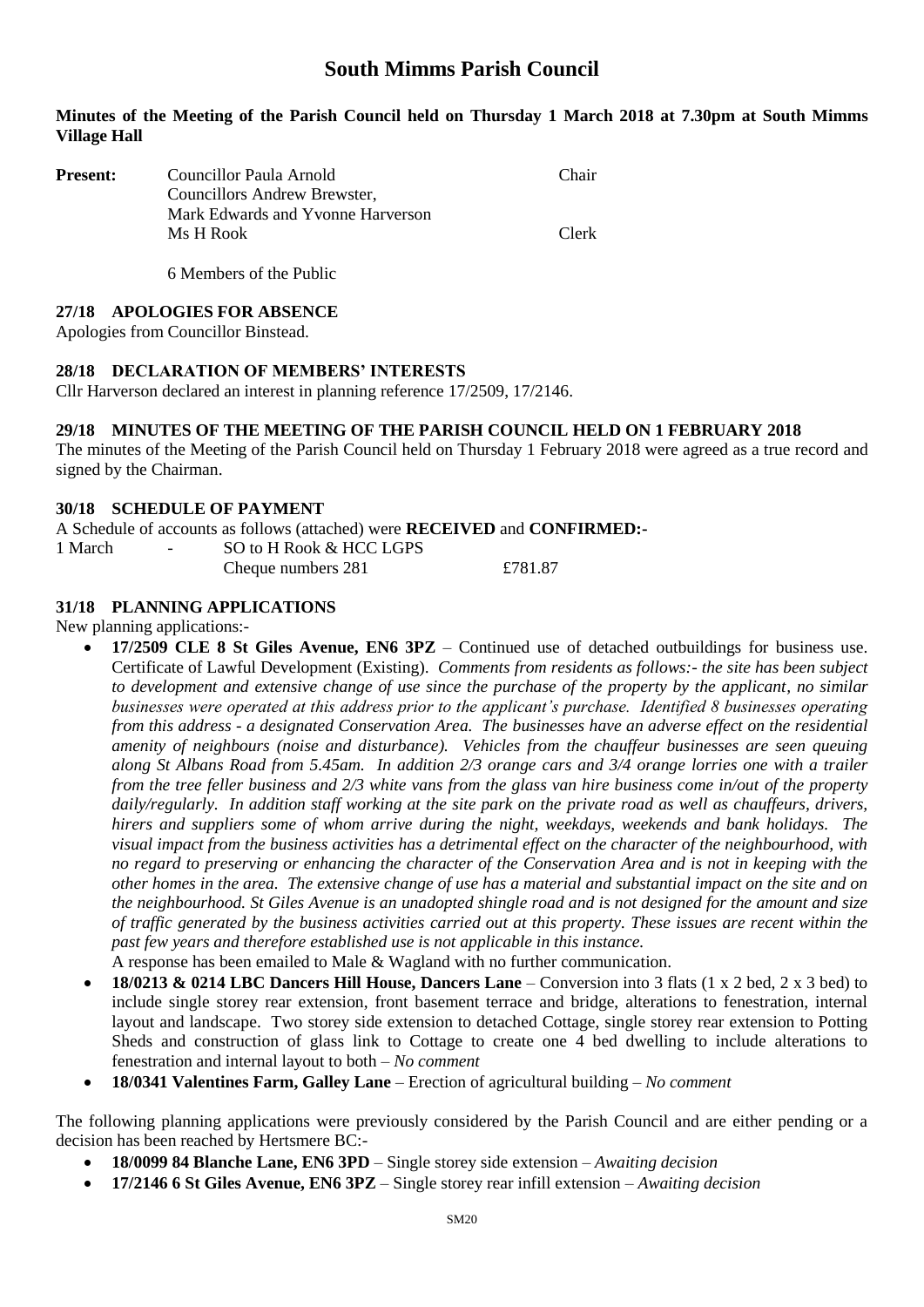# South Mimms Parish Council

**Minutes of the Meeting of the Parish Council held on Thursday 1 March 2018 at 7.30pm at South Mimms Village Hall**

| | | |
|---|---|---|
| **Present:** | Councillor Paula Arnold | Chair |
| | Councillors Andrew Brewster, Mark Edwards and Yvonne Harverson | |
| | Ms H Rook | Clerk |
| | 6 Members of the Public | |

### 27/18 APOLOGIES FOR ABSENCE

Apologies from Councillor Binstead.

### 28/18 DECLARATION OF MEMBERS' INTERESTS

Cllr Harverson declared an interest in planning reference 17/2509, 17/2146.

### 29/18 MINUTES OF THE MEETING OF THE PARISH COUNCIL HELD ON 1 FEBRUARY 2018

The minutes of the Meeting of the Parish Council held on Thursday 1 February 2018 were agreed as a true record and signed by the Chairman.

### 30/18 SCHEDULE OF PAYMENT

A Schedule of accounts as follows (attached) were **RECEIVED** and **CONFIRMED:-**

| | | | |
|---|---|---|---|
| 1 March | - | SO to H Rook & HCC LGPS | |
| | | Cheque numbers 281 | £781.87 |

### 31/18 PLANNING APPLICATIONS

New planning applications:-

- **17/2509 CLE 8 St Giles Avenue, EN6 3PZ** – Continued use of detached outbuildings for business use. Certificate of Lawful Development (Existing). *Comments from residents as follows:- the site has been subject to development and extensive change of use since the purchase of the property by the applicant, no similar businesses were operated at this address prior to the applicant's purchase. Identified 8 businesses operating from this address - a designated Conservation Area. The businesses have an adverse effect on the residential amenity of neighbours (noise and disturbance). Vehicles from the chauffeur businesses are seen queuing along St Albans Road from 5.45am. In addition 2/3 orange cars and 3/4 orange lorries one with a trailer from the tree feller business and 2/3 white vans from the glass van hire business come in/out of the property daily/regularly. In addition staff working at the site park on the private road as well as chauffeurs, drivers, hirers and suppliers some of whom arrive during the night, weekdays, weekends and bank holidays. The visual impact from the business activities has a detrimental effect on the character of the neighbourhood, with no regard to preserving or enhancing the character of the Conservation Area and is not in keeping with the other homes in the area. The extensive change of use has a material and substantial impact on the site and on the neighbourhood. St Giles Avenue is an unadopted shingle road and is not designed for the amount and size of traffic generated by the business activities carried out at this property. These issues are recent within the past few years and therefore established use is not applicable in this instance.*
  A response has been emailed to Male & Wagland with no further communication.
- **18/0213 & 0214 LBC Dancers Hill House, Dancers Lane** – Conversion into 3 flats (1 x 2 bed, 2 x 3 bed) to include single storey rear extension, front basement terrace and bridge, alterations to fenestration, internal layout and landscape. Two storey side extension to detached Cottage, single storey rear extension to Potting Sheds and construction of glass link to Cottage to create one 4 bed dwelling to include alterations to fenestration and internal layout to both – *No comment*
- **18/0341 Valentines Farm, Galley Lane** – Erection of agricultural building – *No comment*

The following planning applications were previously considered by the Parish Council and are either pending or a decision has been reached by Hertsmere BC:-

- **18/0099 84 Blanche Lane, EN6 3PD** – Single storey side extension – *Awaiting decision*
- **17/2146 6 St Giles Avenue, EN6 3PZ** – Single storey rear infill extension – *Awaiting decision*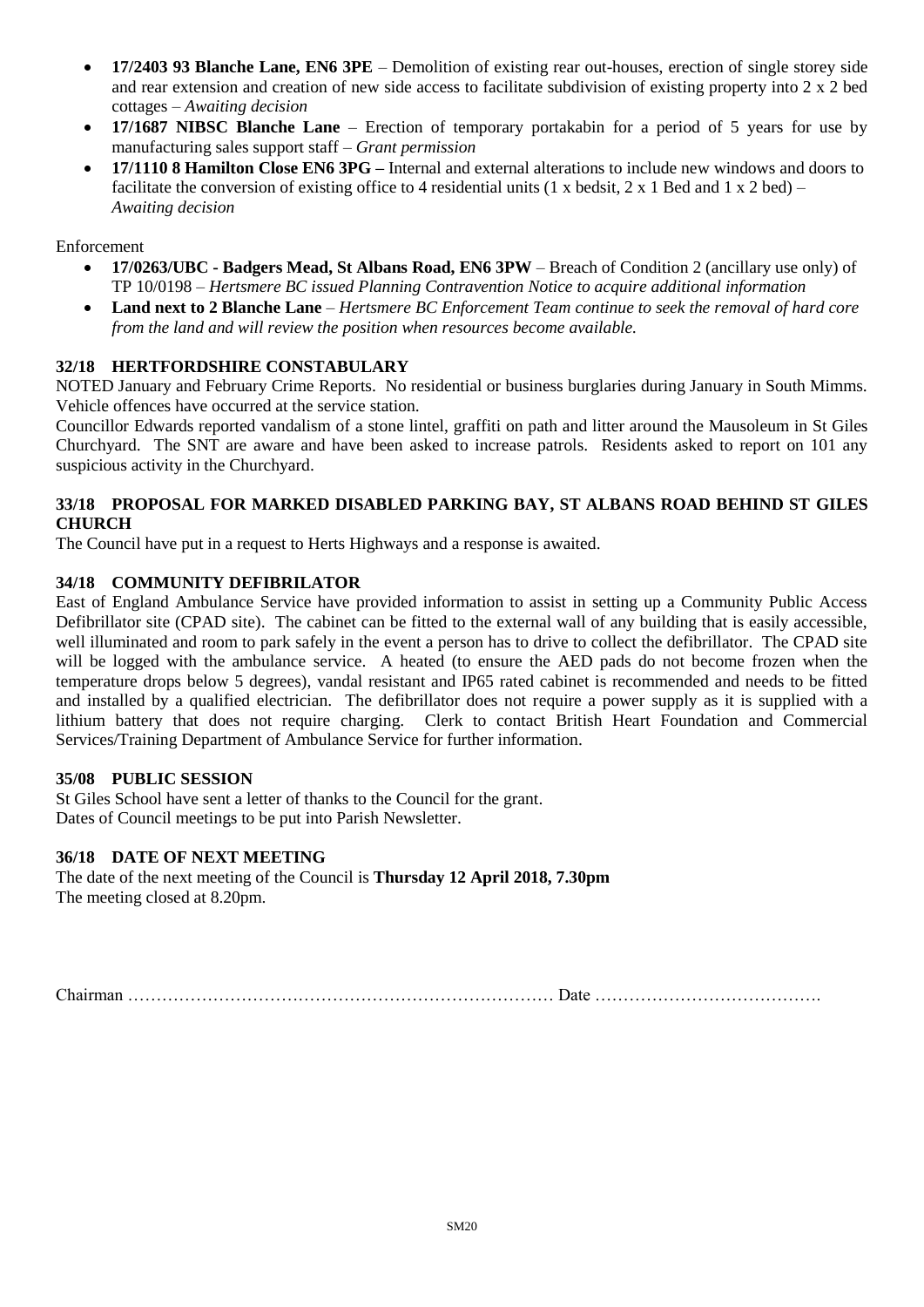- **17/2403 93 Blanche Lane, EN6 3PE** – Demolition of existing rear out-houses, erection of single storey side and rear extension and creation of new side access to facilitate subdivision of existing property into 2 x 2 bed cottages – *Awaiting decision*
- **17/1687 NIBSC Blanche Lane** – Erection of temporary portakabin for a period of 5 years for use by manufacturing sales support staff – *Grant permission*
- **17/1110 8 Hamilton Close EN6 3PG –** Internal and external alterations to include new windows and doors to facilitate the conversion of existing office to 4 residential units (1 x bedsit, 2 x 1 Bed and 1 x 2 bed) – *Awaiting decision*

Enforcement

- **17/0263/UBC - Badgers Mead, St Albans Road, EN6 3PW** – Breach of Condition 2 (ancillary use only) of TP 10/0198 – *Hertsmere BC issued Planning Contravention Notice to acquire additional information*
- **Land next to 2 Blanche Lane** – *Hertsmere BC Enforcement Team continue to seek the removal of hard core from the land and will review the position when resources become available.*

## 32/18 HERTFORDSHIRE CONSTABULARY

NOTED January and February Crime Reports. No residential or business burglaries during January in South Mimms. Vehicle offences have occurred at the service station.

Councillor Edwards reported vandalism of a stone lintel, graffiti on path and litter around the Mausoleum in St Giles Churchyard. The SNT are aware and have been asked to increase patrols. Residents asked to report on 101 any suspicious activity in the Churchyard.

## 33/18 PROPOSAL FOR MARKED DISABLED PARKING BAY, ST ALBANS ROAD BEHIND ST GILES CHURCH

The Council have put in a request to Herts Highways and a response is awaited.

## 34/18 COMMUNITY DEFIBRILATOR

East of England Ambulance Service have provided information to assist in setting up a Community Public Access Defibrillator site (CPAD site). The cabinet can be fitted to the external wall of any building that is easily accessible, well illuminated and room to park safely in the event a person has to drive to collect the defibrillator. The CPAD site will be logged with the ambulance service. A heated (to ensure the AED pads do not become frozen when the temperature drops below 5 degrees), vandal resistant and IP65 rated cabinet is recommended and needs to be fitted and installed by a qualified electrician. The defibrillator does not require a power supply as it is supplied with a lithium battery that does not require charging. Clerk to contact British Heart Foundation and Commercial Services/Training Department of Ambulance Service for further information.

## 35/08 PUBLIC SESSION

St Giles School have sent a letter of thanks to the Council for the grant.
Dates of Council meetings to be put into Parish Newsletter.

## 36/18 DATE OF NEXT MEETING

The date of the next meeting of the Council is **Thursday 12 April 2018, 7.30pm**
The meeting closed at 8.20pm.

Chairman ………………………………………………………………… Date ………………………………….

SM20